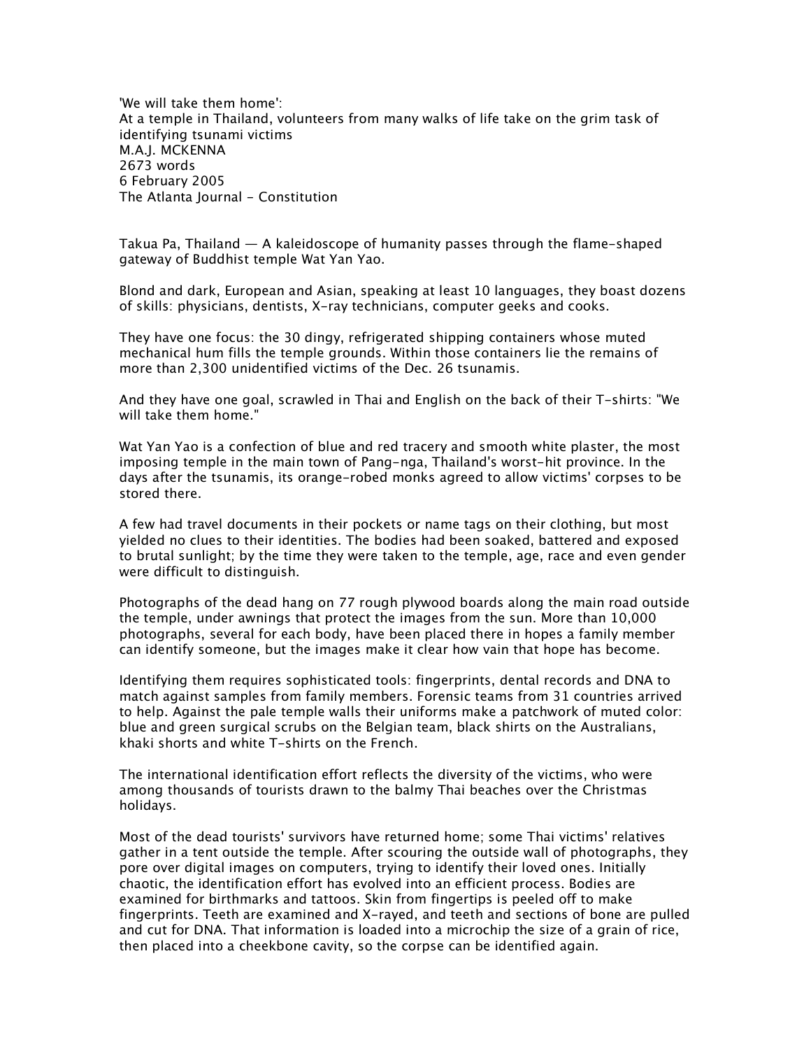'We will take them home':
At a temple in Thailand, volunteers from many walks of life take on the grim task of identifying tsunami victims
M.A.J. MCKENNA
2673 words
6 February 2005
The Atlanta Journal - Constitution

Takua Pa, Thailand — A kaleidoscope of humanity passes through the flame-shaped gateway of Buddhist temple Wat Yan Yao.

Blond and dark, European and Asian, speaking at least 10 languages, they boast dozens of skills: physicians, dentists, X-ray technicians, computer geeks and cooks.

They have one focus: the 30 dingy, refrigerated shipping containers whose muted mechanical hum fills the temple grounds. Within those containers lie the remains of more than 2,300 unidentified victims of the Dec. 26 tsunamis.

And they have one goal, scrawled in Thai and English on the back of their T-shirts: "We will take them home."

Wat Yan Yao is a confection of blue and red tracery and smooth white plaster, the most imposing temple in the main town of Pang-nga, Thailand's worst-hit province. In the days after the tsunamis, its orange-robed monks agreed to allow victims' corpses to be stored there.

A few had travel documents in their pockets or name tags on their clothing, but most yielded no clues to their identities. The bodies had been soaked, battered and exposed to brutal sunlight; by the time they were taken to the temple, age, race and even gender were difficult to distinguish.

Photographs of the dead hang on 77 rough plywood boards along the main road outside the temple, under awnings that protect the images from the sun. More than 10,000 photographs, several for each body, have been placed there in hopes a family member can identify someone, but the images make it clear how vain that hope has become.

Identifying them requires sophisticated tools: fingerprints, dental records and DNA to match against samples from family members. Forensic teams from 31 countries arrived to help. Against the pale temple walls their uniforms make a patchwork of muted color: blue and green surgical scrubs on the Belgian team, black shirts on the Australians, khaki shorts and white T-shirts on the French.

The international identification effort reflects the diversity of the victims, who were among thousands of tourists drawn to the balmy Thai beaches over the Christmas holidays.

Most of the dead tourists' survivors have returned home; some Thai victims' relatives gather in a tent outside the temple. After scouring the outside wall of photographs, they pore over digital images on computers, trying to identify their loved ones. Initially chaotic, the identification effort has evolved into an efficient process. Bodies are examined for birthmarks and tattoos. Skin from fingertips is peeled off to make fingerprints. Teeth are examined and X-rayed, and teeth and sections of bone are pulled and cut for DNA. That information is loaded into a microchip the size of a grain of rice, then placed into a cheekbone cavity, so the corpse can be identified again.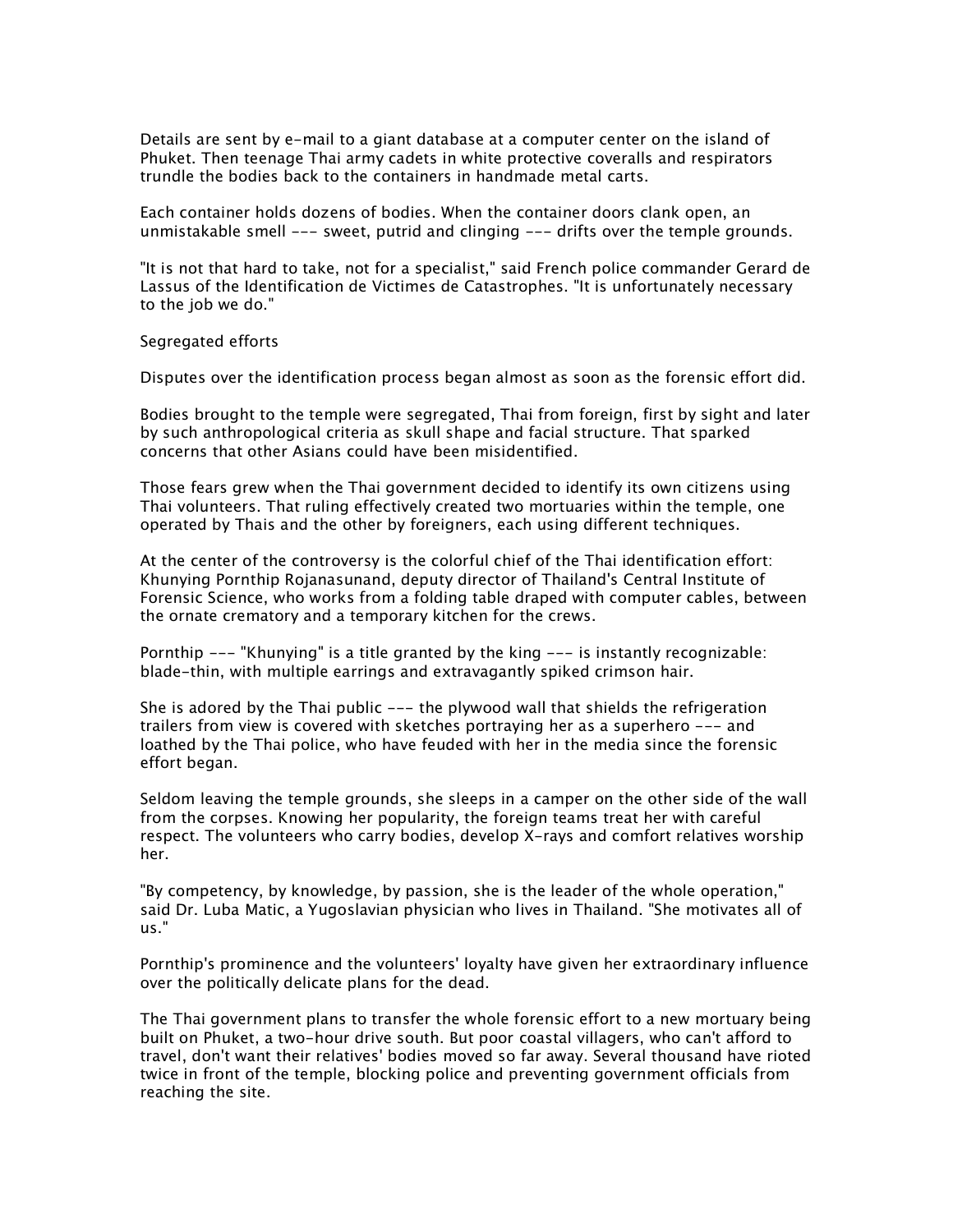Details are sent by e-mail to a giant database at a computer center on the island of Phuket. Then teenage Thai army cadets in white protective coveralls and respirators trundle the bodies back to the containers in handmade metal carts.

Each container holds dozens of bodies. When the container doors clank open, an unmistakable smell --- sweet, putrid and clinging --- drifts over the temple grounds.

"It is not that hard to take, not for a specialist," said French police commander Gerard de Lassus of the Identification de Victimes de Catastrophes. "It is unfortunately necessary to the job we do."

## Segregated efforts

Disputes over the identification process began almost as soon as the forensic effort did.

Bodies brought to the temple were segregated, Thai from foreign, first by sight and later by such anthropological criteria as skull shape and facial structure. That sparked concerns that other Asians could have been misidentified.

Those fears grew when the Thai government decided to identify its own citizens using Thai volunteers. That ruling effectively created two mortuaries within the temple, one operated by Thais and the other by foreigners, each using different techniques.

At the center of the controversy is the colorful chief of the Thai identification effort: Khunying Pornthip Rojanasunand, deputy director of Thailand's Central Institute of Forensic Science, who works from a folding table draped with computer cables, between the ornate crematory and a temporary kitchen for the crews.

Pornthip --- "Khunying" is a title granted by the king --- is instantly recognizable: blade-thin, with multiple earrings and extravagantly spiked crimson hair.

She is adored by the Thai public --- the plywood wall that shields the refrigeration trailers from view is covered with sketches portraying her as a superhero --- and loathed by the Thai police, who have feuded with her in the media since the forensic effort began.

Seldom leaving the temple grounds, she sleeps in a camper on the other side of the wall from the corpses. Knowing her popularity, the foreign teams treat her with careful respect. The volunteers who carry bodies, develop X-rays and comfort relatives worship her.

"By competency, by knowledge, by passion, she is the leader of the whole operation," said Dr. Luba Matic, a Yugoslavian physician who lives in Thailand. "She motivates all of us."

Pornthip's prominence and the volunteers' loyalty have given her extraordinary influence over the politically delicate plans for the dead.

The Thai government plans to transfer the whole forensic effort to a new mortuary being built on Phuket, a two-hour drive south. But poor coastal villagers, who can't afford to travel, don't want their relatives' bodies moved so far away. Several thousand have rioted twice in front of the temple, blocking police and preventing government officials from reaching the site.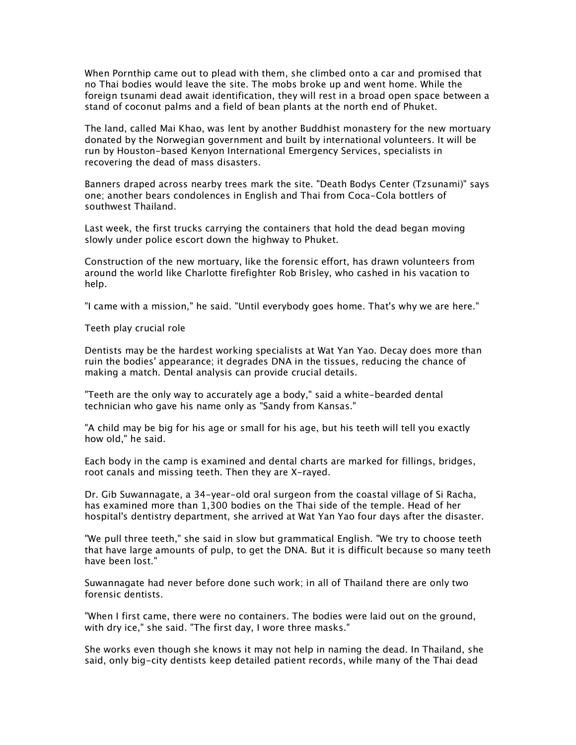When Pornthip came out to plead with them, she climbed onto a car and promised that no Thai bodies would leave the site. The mobs broke up and went home. While the foreign tsunami dead await identification, they will rest in a broad open space between a stand of coconut palms and a field of bean plants at the north end of Phuket.

The land, called Mai Khao, was lent by another Buddhist monastery for the new mortuary donated by the Norwegian government and built by international volunteers. It will be run by Houston-based Kenyon International Emergency Services, specialists in recovering the dead of mass disasters.

Banners draped across nearby trees mark the site. "Death Bodys Center (Tzsunami)" says one; another bears condolences in English and Thai from Coca-Cola bottlers of southwest Thailand.

Last week, the first trucks carrying the containers that hold the dead began moving slowly under police escort down the highway to Phuket.

Construction of the new mortuary, like the forensic effort, has drawn volunteers from around the world like Charlotte firefighter Rob Brisley, who cashed in his vacation to help.

"I came with a mission," he said. "Until everybody goes home. That's why we are here."

## Teeth play crucial role

Dentists may be the hardest working specialists at Wat Yan Yao. Decay does more than ruin the bodies' appearance; it degrades DNA in the tissues, reducing the chance of making a match. Dental analysis can provide crucial details.

"Teeth are the only way to accurately age a body," said a white-bearded dental technician who gave his name only as "Sandy from Kansas."

"A child may be big for his age or small for his age, but his teeth will tell you exactly how old," he said.

Each body in the camp is examined and dental charts are marked for fillings, bridges, root canals and missing teeth. Then they are X-rayed.

Dr. Gib Suwannagate, a 34-year-old oral surgeon from the coastal village of Si Racha, has examined more than 1,300 bodies on the Thai side of the temple. Head of her hospital's dentistry department, she arrived at Wat Yan Yao four days after the disaster.

"We pull three teeth," she said in slow but grammatical English. "We try to choose teeth that have large amounts of pulp, to get the DNA. But it is difficult because so many teeth have been lost."

Suwannagate had never before done such work; in all of Thailand there are only two forensic dentists.

"When I first came, there were no containers. The bodies were laid out on the ground, with dry ice," she said. "The first day, I wore three masks."

She works even though she knows it may not help in naming the dead. In Thailand, she said, only big-city dentists keep detailed patient records, while many of the Thai dead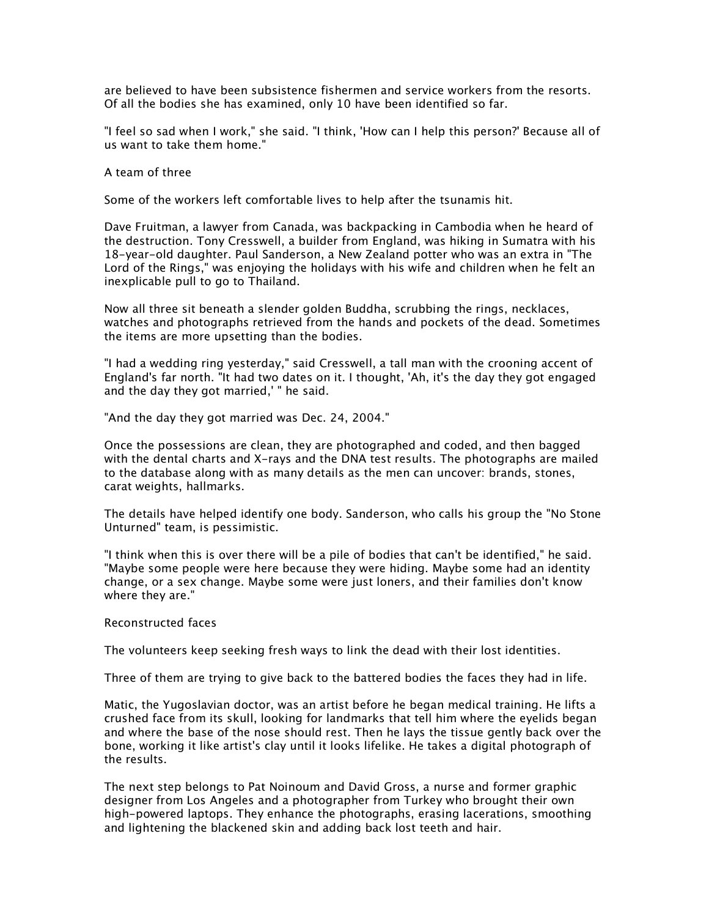are believed to have been subsistence fishermen and service workers from the resorts. Of all the bodies she has examined, only 10 have been identified so far.

"I feel so sad when I work," she said. "I think, 'How can I help this person?' Because all of us want to take them home."

## A team of three

Some of the workers left comfortable lives to help after the tsunamis hit.

Dave Fruitman, a lawyer from Canada, was backpacking in Cambodia when he heard of the destruction. Tony Cresswell, a builder from England, was hiking in Sumatra with his 18-year-old daughter. Paul Sanderson, a New Zealand potter who was an extra in "The Lord of the Rings," was enjoying the holidays with his wife and children when he felt an inexplicable pull to go to Thailand.

Now all three sit beneath a slender golden Buddha, scrubbing the rings, necklaces, watches and photographs retrieved from the hands and pockets of the dead. Sometimes the items are more upsetting than the bodies.

"I had a wedding ring yesterday," said Cresswell, a tall man with the crooning accent of England's far north. "It had two dates on it. I thought, 'Ah, it's the day they got engaged and the day they got married,' " he said.

"And the day they got married was Dec. 24, 2004."

Once the possessions are clean, they are photographed and coded, and then bagged with the dental charts and X-rays and the DNA test results. The photographs are mailed to the database along with as many details as the men can uncover: brands, stones, carat weights, hallmarks.

The details have helped identify one body. Sanderson, who calls his group the "No Stone Unturned" team, is pessimistic.

"I think when this is over there will be a pile of bodies that can't be identified," he said. "Maybe some people were here because they were hiding. Maybe some had an identity change, or a sex change. Maybe some were just loners, and their families don't know where they are."

## Reconstructed faces

The volunteers keep seeking fresh ways to link the dead with their lost identities.

Three of them are trying to give back to the battered bodies the faces they had in life.

Matic, the Yugoslavian doctor, was an artist before he began medical training. He lifts a crushed face from its skull, looking for landmarks that tell him where the eyelids began and where the base of the nose should rest. Then he lays the tissue gently back over the bone, working it like artist's clay until it looks lifelike. He takes a digital photograph of the results.

The next step belongs to Pat Noinoum and David Gross, a nurse and former graphic designer from Los Angeles and a photographer from Turkey who brought their own high-powered laptops. They enhance the photographs, erasing lacerations, smoothing and lightening the blackened skin and adding back lost teeth and hair.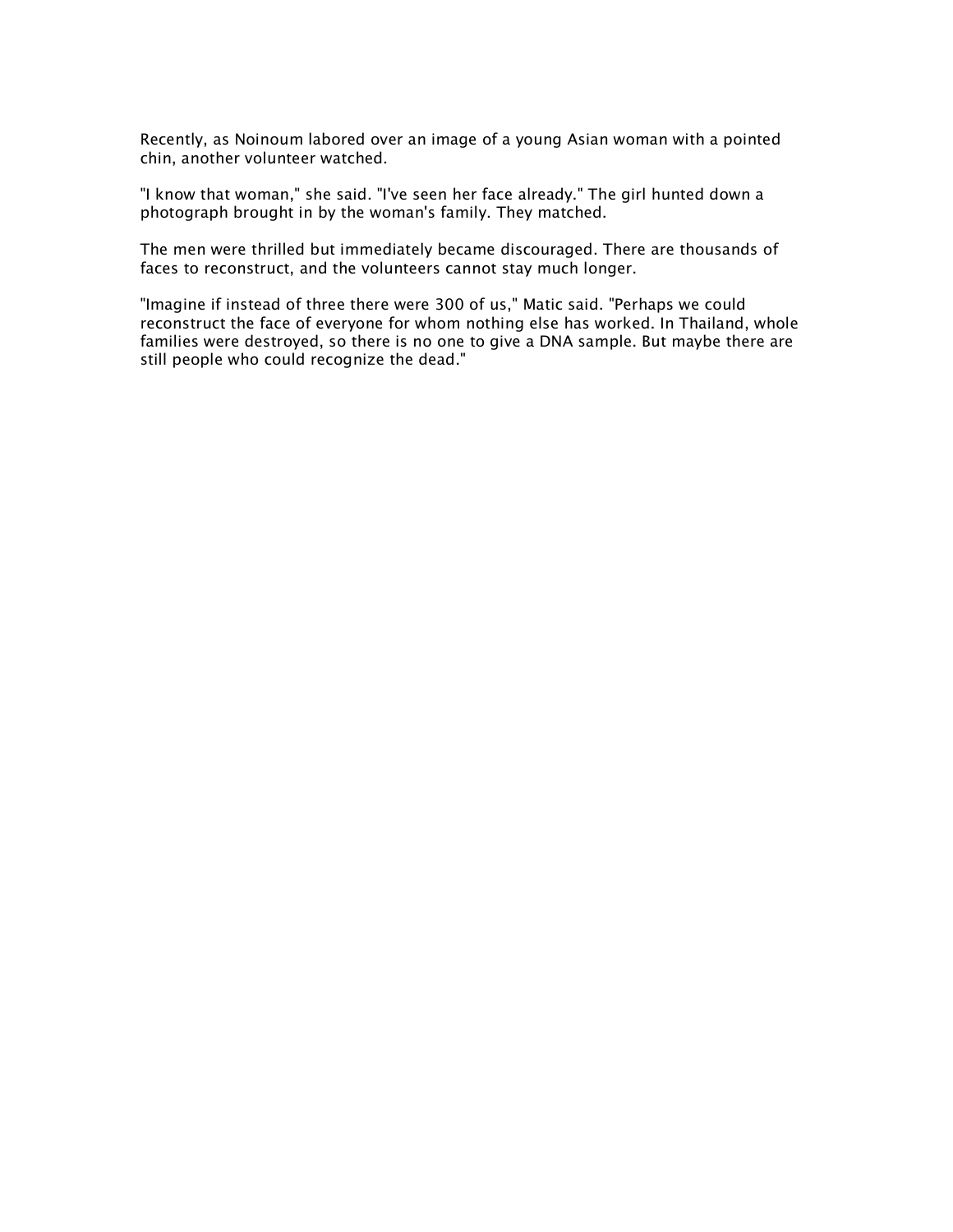Recently, as Noinoum labored over an image of a young Asian woman with a pointed chin, another volunteer watched.

"I know that woman," she said. "I've seen her face already." The girl hunted down a photograph brought in by the woman's family. They matched.

The men were thrilled but immediately became discouraged. There are thousands of faces to reconstruct, and the volunteers cannot stay much longer.

"Imagine if instead of three there were 300 of us," Matic said. "Perhaps we could reconstruct the face of everyone for whom nothing else has worked. In Thailand, whole families were destroyed, so there is no one to give a DNA sample. But maybe there are still people who could recognize the dead."